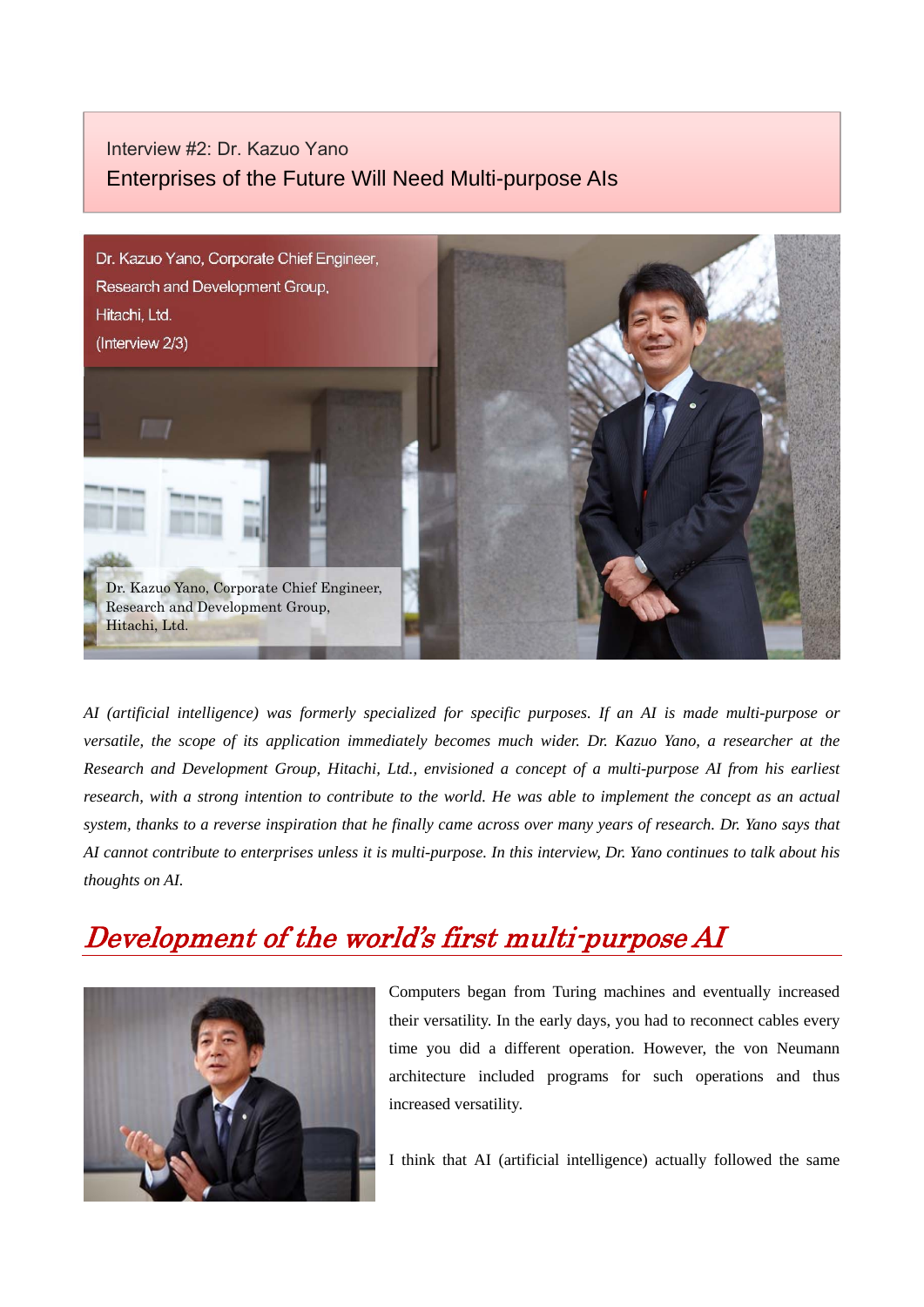Interview #2: Dr. Kazuo Yano

# Enterprises of the Future Will Need Multi-purpose AIs

Dr. Kazuo Yano, Corporate Chief Engineer,
Research and Development Group,
Hitachi, Ltd.
(Interview 2/3)

Dr. Kazuo Yano, Corporate Chief Engineer,
Research and Development Group,
Hitachi, Ltd.

*AI (artificial intelligence) was formerly specialized for specific purposes. If an AI is made multi-purpose or versatile, the scope of its application immediately becomes much wider. Dr. Kazuo Yano, a researcher at the Research and Development Group, Hitachi, Ltd., envisioned a concept of a multi-purpose AI from his earliest research, with a strong intention to contribute to the world. He was able to implement the concept as an actual system, thanks to a reverse inspiration that he finally came across over many years of research. Dr. Yano says that AI cannot contribute to enterprises unless it is multi-purpose. In this interview, Dr. Yano continues to talk about his thoughts on AI.*

## *Development of the world's first multi-purpose AI*

Computers began from Turing machines and eventually increased their versatility. In the early days, you had to reconnect cables every time you did a different operation. However, the von Neumann architecture included programs for such operations and thus increased versatility.

I think that AI (artificial intelligence) actually followed the same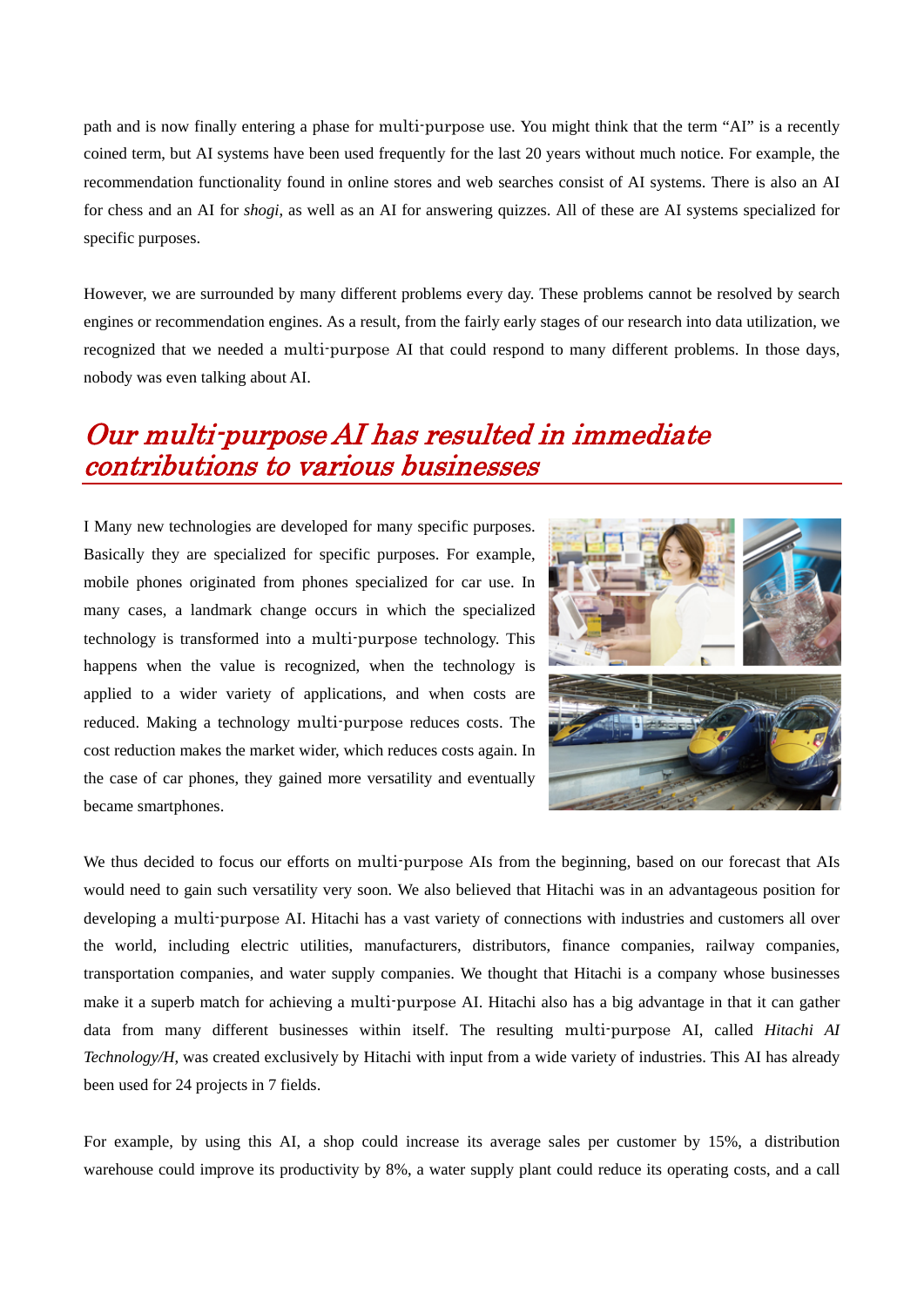path and is now finally entering a phase for multi-purpose use. You might think that the term "AI" is a recently coined term, but AI systems have been used frequently for the last 20 years without much notice. For example, the recommendation functionality found in online stores and web searches consist of AI systems. There is also an AI for chess and an AI for *shogi*, as well as an AI for answering quizzes. All of these are AI systems specialized for specific purposes.

However, we are surrounded by many different problems every day. These problems cannot be resolved by search engines or recommendation engines. As a result, from the fairly early stages of our research into data utilization, we recognized that we needed a multi-purpose AI that could respond to many different problems. In those days, nobody was even talking about AI.

## *Our multi-purpose AI has resulted in immediate contributions to various businesses*

I Many new technologies are developed for many specific purposes. Basically they are specialized for specific purposes. For example, mobile phones originated from phones specialized for car use. In many cases, a landmark change occurs in which the specialized technology is transformed into a multi-purpose technology. This happens when the value is recognized, when the technology is applied to a wider variety of applications, and when costs are reduced. Making a technology multi-purpose reduces costs. The cost reduction makes the market wider, which reduces costs again. In the case of car phones, they gained more versatility and eventually became smartphones.

We thus decided to focus our efforts on multi-purpose AIs from the beginning, based on our forecast that AIs would need to gain such versatility very soon. We also believed that Hitachi was in an advantageous position for developing a multi-purpose AI. Hitachi has a vast variety of connections with industries and customers all over the world, including electric utilities, manufacturers, distributors, finance companies, railway companies, transportation companies, and water supply companies. We thought that Hitachi is a company whose businesses make it a superb match for achieving a multi-purpose AI. Hitachi also has a big advantage in that it can gather data from many different businesses within itself. The resulting multi-purpose AI, called *Hitachi AI Technology/H*, was created exclusively by Hitachi with input from a wide variety of industries. This AI has already been used for 24 projects in 7 fields.

For example, by using this AI, a shop could increase its average sales per customer by 15%, a distribution warehouse could improve its productivity by 8%, a water supply plant could reduce its operating costs, and a call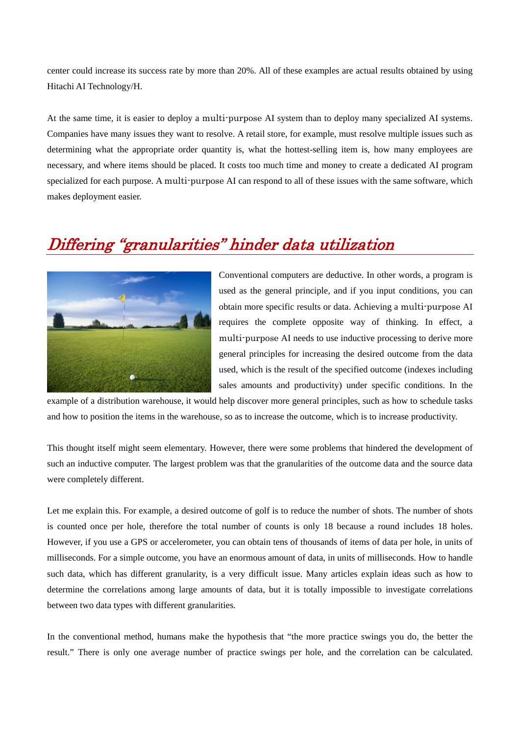center could increase its success rate by more than 20%. All of these examples are actual results obtained by using Hitachi AI Technology/H.

At the same time, it is easier to deploy a multi-purpose AI system than to deploy many specialized AI systems. Companies have many issues they want to resolve. A retail store, for example, must resolve multiple issues such as determining what the appropriate order quantity is, what the hottest-selling item is, how many employees are necessary, and where items should be placed. It costs too much time and money to create a dedicated AI program specialized for each purpose. A multi-purpose AI can respond to all of these issues with the same software, which makes deployment easier.

## *Differing "granularities" hinder data utilization*

Conventional computers are deductive. In other words, a program is used as the general principle, and if you input conditions, you can obtain more specific results or data. Achieving a multi-purpose AI requires the complete opposite way of thinking. In effect, a multi-purpose AI needs to use inductive processing to derive more general principles for increasing the desired outcome from the data used, which is the result of the specified outcome (indexes including sales amounts and productivity) under specific conditions. In the example of a distribution warehouse, it would help discover more general principles, such as how to schedule tasks and how to position the items in the warehouse, so as to increase the outcome, which is to increase productivity.

This thought itself might seem elementary. However, there were some problems that hindered the development of such an inductive computer. The largest problem was that the granularities of the outcome data and the source data were completely different.

Let me explain this. For example, a desired outcome of golf is to reduce the number of shots. The number of shots is counted once per hole, therefore the total number of counts is only 18 because a round includes 18 holes. However, if you use a GPS or accelerometer, you can obtain tens of thousands of items of data per hole, in units of milliseconds. For a simple outcome, you have an enormous amount of data, in units of milliseconds. How to handle such data, which has different granularity, is a very difficult issue. Many articles explain ideas such as how to determine the correlations among large amounts of data, but it is totally impossible to investigate correlations between two data types with different granularities.

In the conventional method, humans make the hypothesis that "the more practice swings you do, the better the result." There is only one average number of practice swings per hole, and the correlation can be calculated.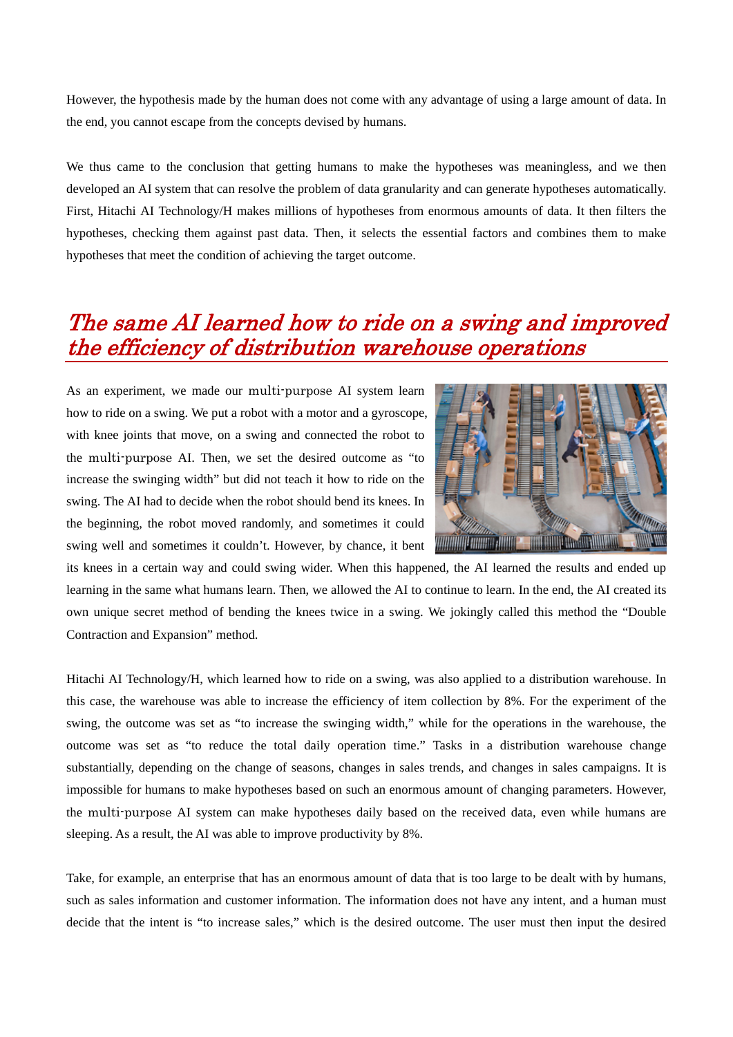However, the hypothesis made by the human does not come with any advantage of using a large amount of data. In the end, you cannot escape from the concepts devised by humans.

We thus came to the conclusion that getting humans to make the hypotheses was meaningless, and we then developed an AI system that can resolve the problem of data granularity and can generate hypotheses automatically. First, Hitachi AI Technology/H makes millions of hypotheses from enormous amounts of data. It then filters the hypotheses, checking them against past data. Then, it selects the essential factors and combines them to make hypotheses that meet the condition of achieving the target outcome.

## *The same AI learned how to ride on a swing and improved the efficiency of distribution warehouse operations*

As an experiment, we made our multi-purpose AI system learn how to ride on a swing. We put a robot with a motor and a gyroscope, with knee joints that move, on a swing and connected the robot to the multi-purpose AI. Then, we set the desired outcome as "to increase the swinging width" but did not teach it how to ride on the swing. The AI had to decide when the robot should bend its knees. In the beginning, the robot moved randomly, and sometimes it could swing well and sometimes it couldn't. However, by chance, it bent its knees in a certain way and could swing wider. When this happened, the AI learned the results and ended up learning in the same what humans learn. Then, we allowed the AI to continue to learn. In the end, the AI created its own unique secret method of bending the knees twice in a swing. We jokingly called this method the "Double Contraction and Expansion" method.

Hitachi AI Technology/H, which learned how to ride on a swing, was also applied to a distribution warehouse. In this case, the warehouse was able to increase the efficiency of item collection by 8%. For the experiment of the swing, the outcome was set as "to increase the swinging width," while for the operations in the warehouse, the outcome was set as "to reduce the total daily operation time." Tasks in a distribution warehouse change substantially, depending on the change of seasons, changes in sales trends, and changes in sales campaigns. It is impossible for humans to make hypotheses based on such an enormous amount of changing parameters. However, the multi-purpose AI system can make hypotheses daily based on the received data, even while humans are sleeping. As a result, the AI was able to improve productivity by 8%.

Take, for example, an enterprise that has an enormous amount of data that is too large to be dealt with by humans, such as sales information and customer information. The information does not have any intent, and a human must decide that the intent is "to increase sales," which is the desired outcome. The user must then input the desired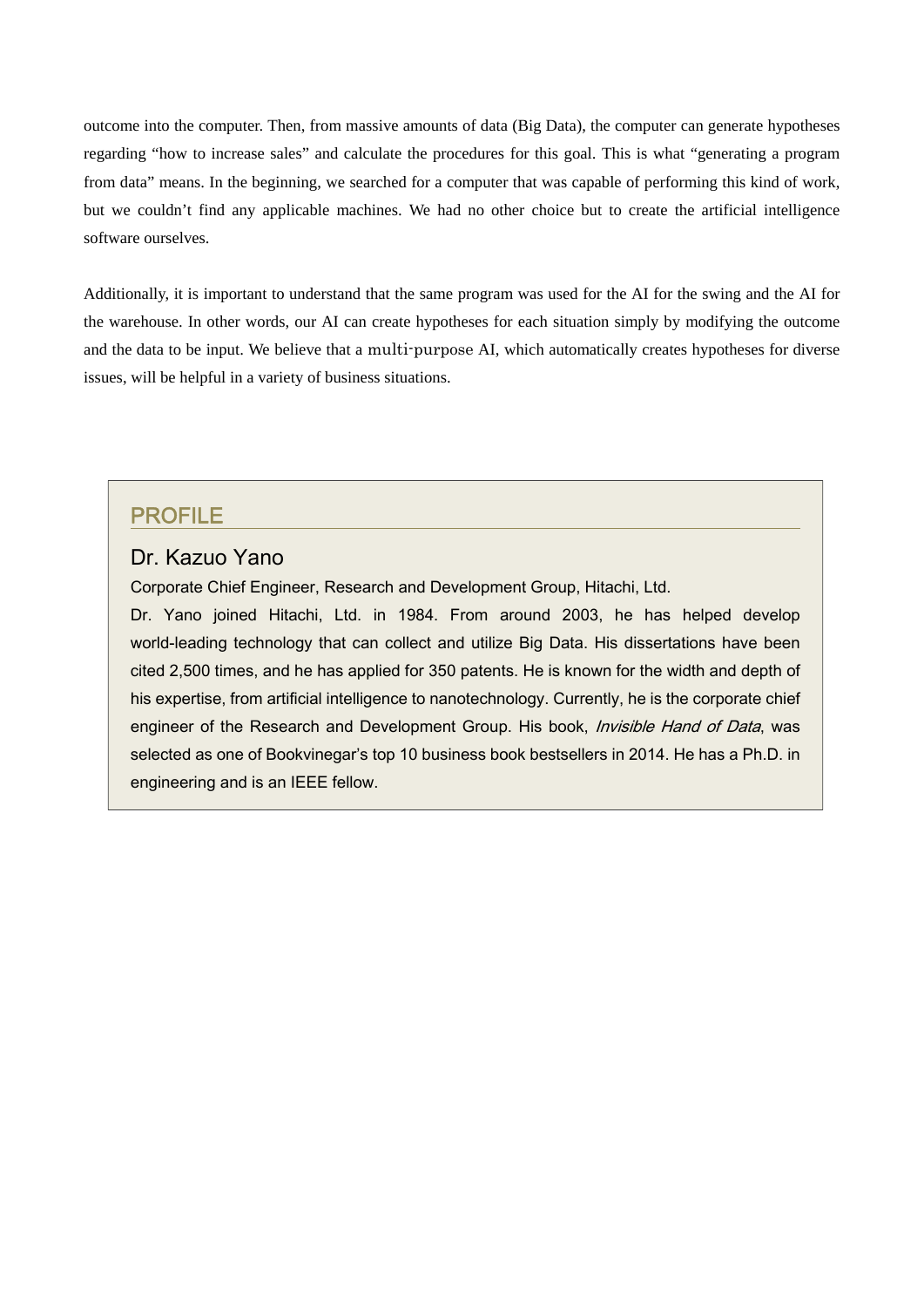outcome into the computer. Then, from massive amounts of data (Big Data), the computer can generate hypotheses regarding "how to increase sales" and calculate the procedures for this goal. This is what "generating a program from data" means. In the beginning, we searched for a computer that was capable of performing this kind of work, but we couldn't find any applicable machines. We had no other choice but to create the artificial intelligence software ourselves.

Additionally, it is important to understand that the same program was used for the AI for the swing and the AI for the warehouse. In other words, our AI can create hypotheses for each situation simply by modifying the outcome and the data to be input. We believe that a multi-purpose AI, which automatically creates hypotheses for diverse issues, will be helpful in a variety of business situations.

## PROFILE

### Dr. Kazuo Yano

Corporate Chief Engineer, Research and Development Group, Hitachi, Ltd.

Dr. Yano joined Hitachi, Ltd. in 1984. From around 2003, he has helped develop world-leading technology that can collect and utilize Big Data. His dissertations have been cited 2,500 times, and he has applied for 350 patents. He is known for the width and depth of his expertise, from artificial intelligence to nanotechnology. Currently, he is the corporate chief engineer of the Research and Development Group. His book, *Invisible Hand of Data*, was selected as one of Bookvinegar's top 10 business book bestsellers in 2014. He has a Ph.D. in engineering and is an IEEE fellow.